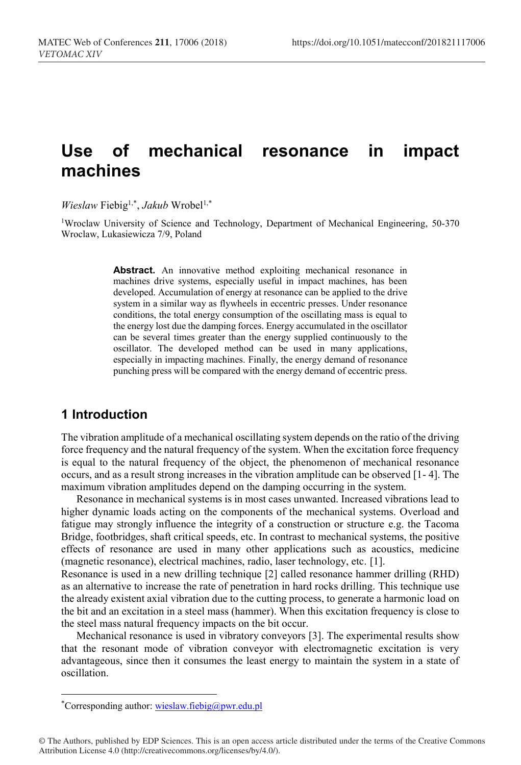# Use of mechanical resonance in impact machines

*Wieslaw* Fiebig[1,*], *Jakub* Wrobel[1,*]

[1]Wroclaw University of Science and Technology, Department of Mechanical Engineering, 50-370 Wroclaw, Lukasiewicza 7/9, Poland

**Abstract.** An innovative method exploiting mechanical resonance in machines drive systems, especially useful in impact machines, has been developed. Accumulation of energy at resonance can be applied to the drive system in a similar way as flywheels in eccentric presses. Under resonance conditions, the total energy consumption of the oscillating mass is equal to the energy lost due the damping forces. Energy accumulated in the oscillator can be several times greater than the energy supplied continuously to the oscillator. The developed method can be used in many applications, especially in impacting machines. Finally, the energy demand of resonance punching press will be compared with the energy demand of eccentric press.

## 1 Introduction

The vibration amplitude of a mechanical oscillating system depends on the ratio of the driving force frequency and the natural frequency of the system. When the excitation force frequency is equal to the natural frequency of the object, the phenomenon of mechanical resonance occurs, and as a result strong increases in the vibration amplitude can be observed [1- 4]. The maximum vibration amplitudes depend on the damping occurring in the system.

Resonance in mechanical systems is in most cases unwanted. Increased vibrations lead to higher dynamic loads acting on the components of the mechanical systems. Overload and fatigue may strongly influence the integrity of a construction or structure e.g. the Tacoma Bridge, footbridges, shaft critical speeds, etc. In contrast to mechanical systems, the positive effects of resonance are used in many other applications such as acoustics, medicine (magnetic resonance), electrical machines, radio, laser technology, etc. [1].

Resonance is used in a new drilling technique [2] called resonance hammer drilling (RHD) as an alternative to increase the rate of penetration in hard rocks drilling. This technique use the already existent axial vibration due to the cutting process, to generate a harmonic load on the bit and an excitation in a steel mass (hammer). When this excitation frequency is close to the steel mass natural frequency impacts on the bit occur.

Mechanical resonance is used in vibratory conveyors [3]. The experimental results show that the resonant mode of vibration conveyor with electromagnetic excitation is very advantageous, since then it consumes the least energy to maintain the system in a state of oscillation.

*Corresponding author: wieslaw.fiebig@pwr.edu.pl

© The Authors, published by EDP Sciences. This is an open access article distributed under the terms of the Creative Commons Attribution License 4.0 (http://creativecommons.org/licenses/by/4.0/).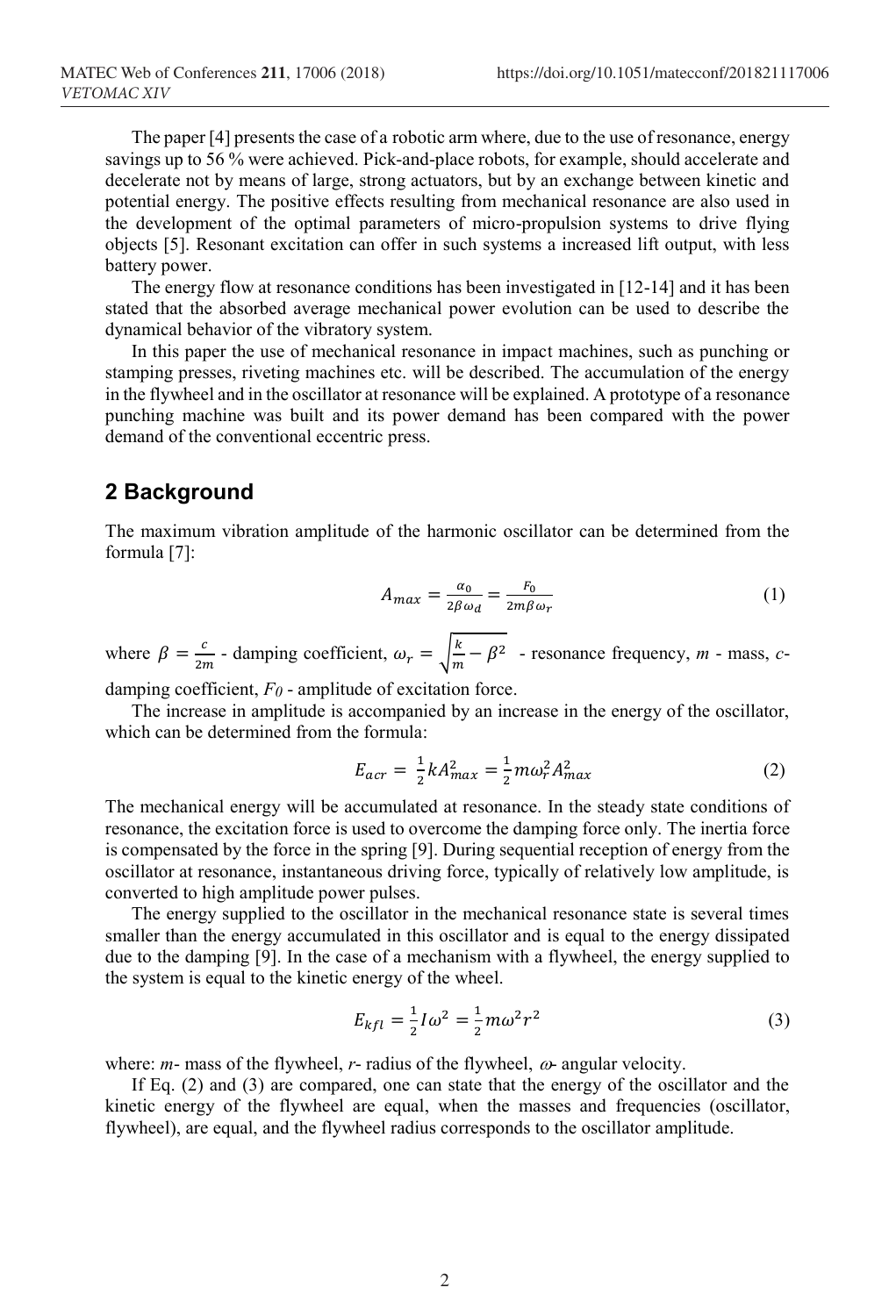The paper [4] presents the case of a robotic arm where, due to the use of resonance, energy savings up to 56 % were achieved. Pick-and-place robots, for example, should accelerate and decelerate not by means of large, strong actuators, but by an exchange between kinetic and potential energy. The positive effects resulting from mechanical resonance are also used in the development of the optimal parameters of micro-propulsion systems to drive flying objects [5]. Resonant excitation can offer in such systems a increased lift output, with less battery power.

The energy flow at resonance conditions has been investigated in [12-14] and it has been stated that the absorbed average mechanical power evolution can be used to describe the dynamical behavior of the vibratory system.

In this paper the use of mechanical resonance in impact machines, such as punching or stamping presses, riveting machines etc. will be described. The accumulation of the energy in the flywheel and in the oscillator at resonance will be explained. A prototype of a resonance punching machine was built and its power demand has been compared with the power demand of the conventional eccentric press.

## 2 Background

The maximum vibration amplitude of the harmonic oscillator can be determined from the formula [7]:

$$A_{max} = \frac{\alpha_0}{2\beta\omega_d} = \frac{F_0}{2m\beta\omega_r} \tag{1}$$

where $\beta = \frac{c}{2m}$ - damping coefficient, $\omega_r = \sqrt{\frac{k}{m} - \beta^2}$ - resonance frequency, $m$ - mass, $c$- damping coefficient, $F_0$ - amplitude of excitation force.

The increase in amplitude is accompanied by an increase in the energy of the oscillator, which can be determined from the formula:

$$E_{acr} = \frac{1}{2}kA_{max}^2 = \frac{1}{2}m\omega_r^2 A_{max}^2 \tag{2}$$

The mechanical energy will be accumulated at resonance. In the steady state conditions of resonance, the excitation force is used to overcome the damping force only. The inertia force is compensated by the force in the spring [9]. During sequential reception of energy from the oscillator at resonance, instantaneous driving force, typically of relatively low amplitude, is converted to high amplitude power pulses.

The energy supplied to the oscillator in the mechanical resonance state is several times smaller than the energy accumulated in this oscillator and is equal to the energy dissipated due to the damping [9]. In the case of a mechanism with a flywheel, the energy supplied to the system is equal to the kinetic energy of the wheel.

$$E_{kfl} = \frac{1}{2}I\omega^2 = \frac{1}{2}m\omega^2 r^2 \tag{3}$$

where: $m$- mass of the flywheel, $r$- radius of the flywheel, $\omega$- angular velocity.

If Eq. (2) and (3) are compared, one can state that the energy of the oscillator and the kinetic energy of the flywheel are equal, when the masses and frequencies (oscillator, flywheel), are equal, and the flywheel radius corresponds to the oscillator amplitude.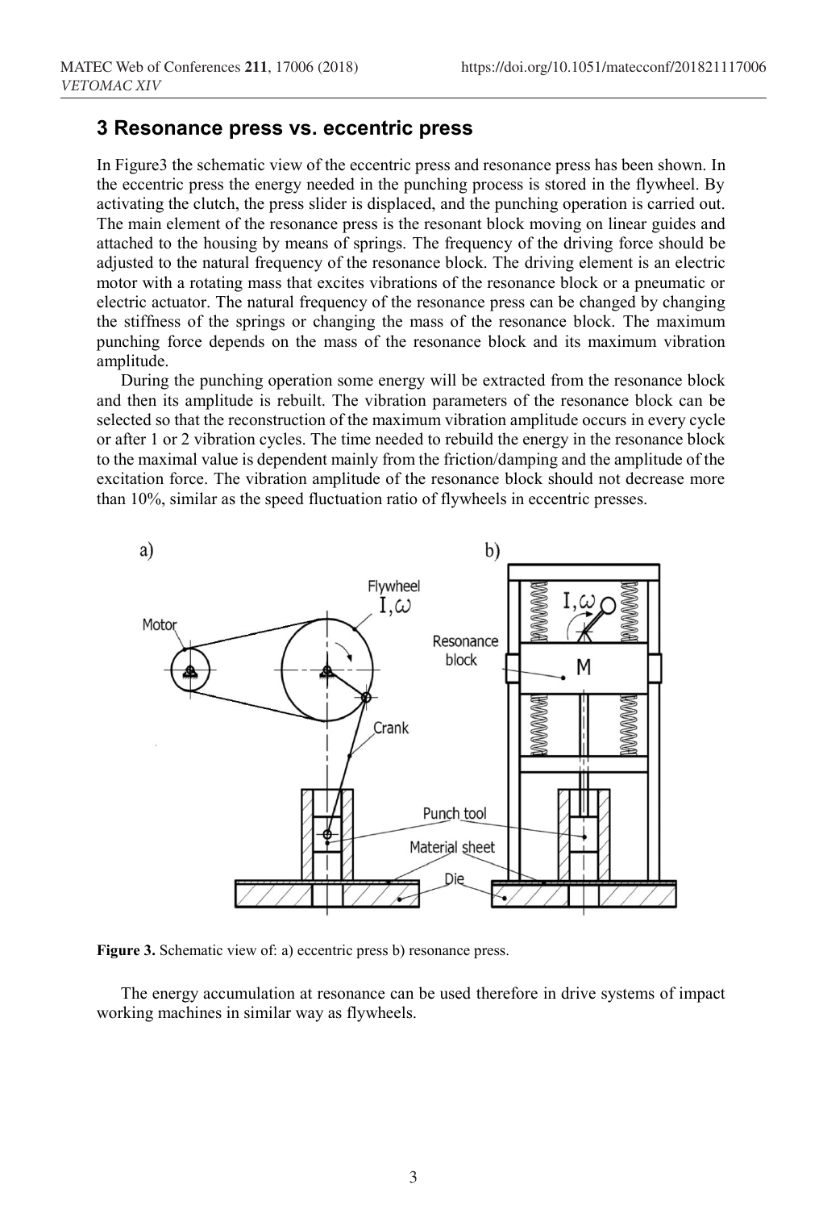## 3 Resonance press vs. eccentric press

In Figure3 the schematic view of the eccentric press and resonance press has been shown. In the eccentric press the energy needed in the punching process is stored in the flywheel. By activating the clutch, the press slider is displaced, and the punching operation is carried out. The main element of the resonance press is the resonant block moving on linear guides and attached to the housing by means of springs. The frequency of the driving force should be adjusted to the natural frequency of the resonance block. The driving element is an electric motor with a rotating mass that excites vibrations of the resonance block or a pneumatic or electric actuator. The natural frequency of the resonance press can be changed by changing the stiffness of the springs or changing the mass of the resonance block. The maximum punching force depends on the mass of the resonance block and its maximum vibration amplitude.

During the punching operation some energy will be extracted from the resonance block and then its amplitude is rebuilt. The vibration parameters of the resonance block can be selected so that the reconstruction of the maximum vibration amplitude occurs in every cycle or after 1 or 2 vibration cycles. The time needed to rebuild the energy in the resonance block to the maximal value is dependent mainly from the friction/damping and the amplitude of the excitation force. The vibration amplitude of the resonance block should not decrease more than 10%, similar as the speed fluctuation ratio of flywheels in eccentric presses.

a)

b)

Motor

Flywheel

$I, \omega$

Crank

Resonance block

M

Punch tool

Material sheet

Die

**Figure 3.** Schematic view of: a) eccentric press b) resonance press.

The energy accumulation at resonance can be used therefore in drive systems of impact working machines in similar way as flywheels.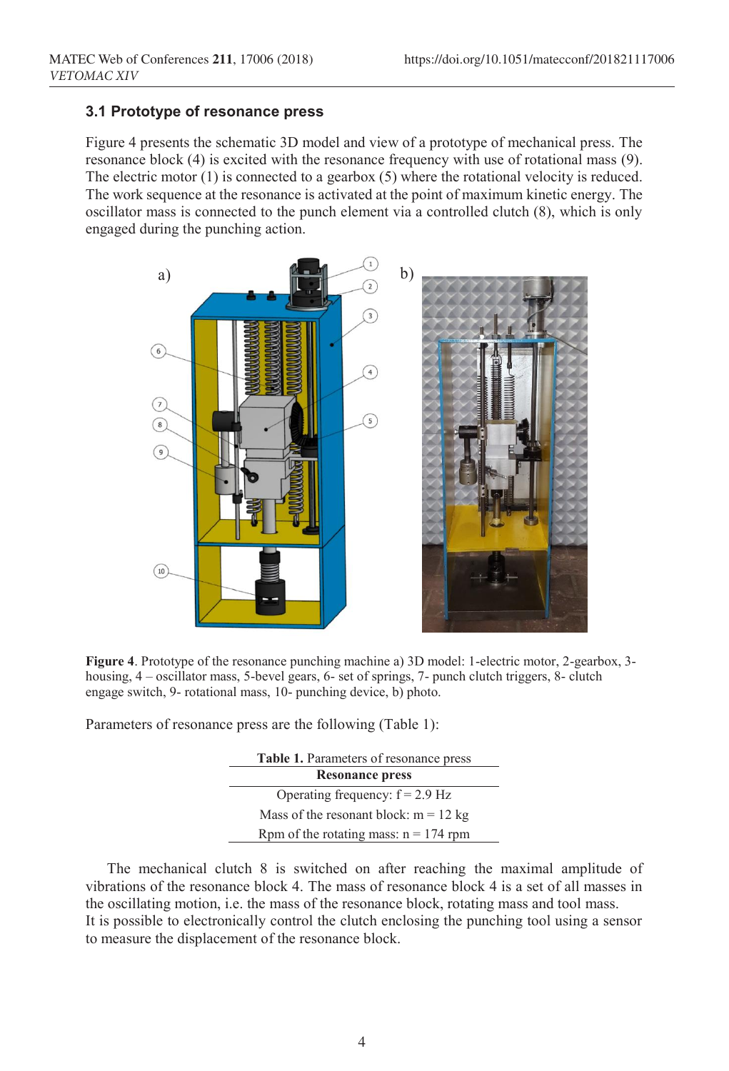### 3.1 Prototype of resonance press

Figure 4 presents the schematic 3D model and view of a prototype of mechanical press. The resonance block (4) is excited with the resonance frequency with use of rotational mass (9). The electric motor (1) is connected to a gearbox (5) where the rotational velocity is reduced. The work sequence at the resonance is activated at the point of maximum kinetic energy. The oscillator mass is connected to the punch element via a controlled clutch (8), which is only engaged during the punching action.

**Figure 4**. Prototype of the resonance punching machine a) 3D model: 1-electric motor, 2-gearbox, 3-housing, 4 – oscillator mass, 5-bevel gears, 6- set of springs, 7- punch clutch triggers, 8- clutch engage switch, 9- rotational mass, 10- punching device, b) photo.

Parameters of resonance press are the following (Table 1):

**Table 1.** Parameters of resonance press

| Resonance press |
|---|
| Operating frequency: f = 2.9 Hz |
| Mass of the resonant block: m = 12 kg |
| Rpm of the rotating mass: n = 174 rpm |

The mechanical clutch 8 is switched on after reaching the maximal amplitude of vibrations of the resonance block 4. The mass of resonance block 4 is a set of all masses in the oscillating motion, i.e. the mass of the resonance block, rotating mass and tool mass. It is possible to electronically control the clutch enclosing the punching tool using a sensor to measure the displacement of the resonance block.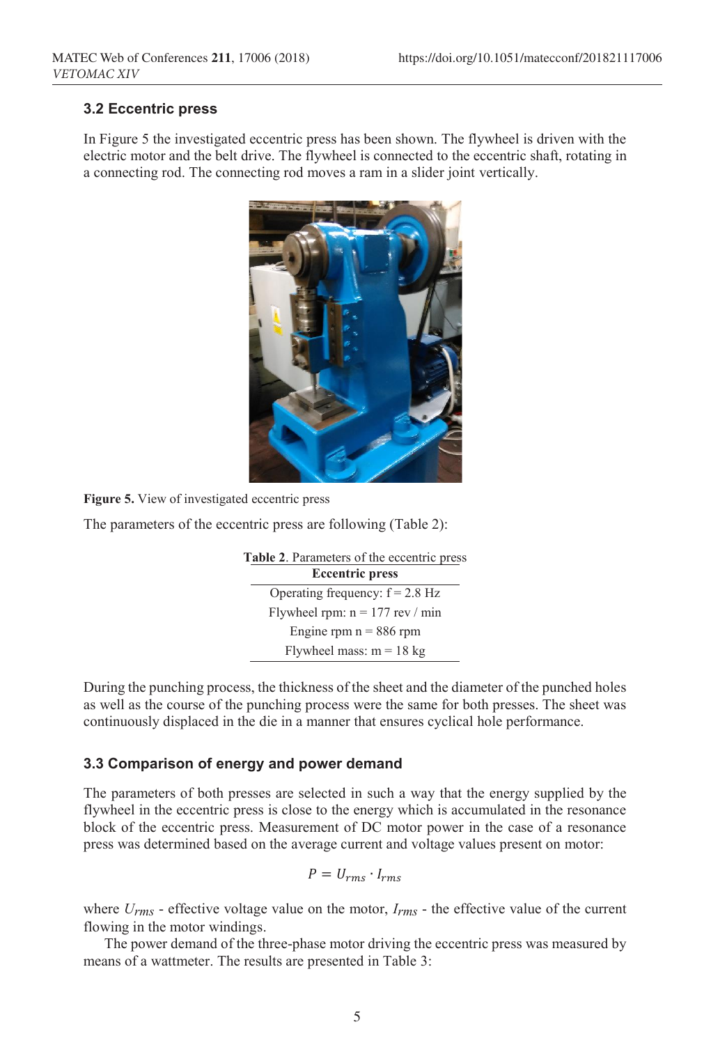### 3.2 Eccentric press

In Figure 5 the investigated eccentric press has been shown. The flywheel is driven with the electric motor and the belt drive. The flywheel is connected to the eccentric shaft, rotating in a connecting rod. The connecting rod moves a ram in a slider joint vertically.

**Figure 5.** View of investigated eccentric press

The parameters of the eccentric press are following (Table 2):

**Table 2**. Parameters of the eccentric press

| Eccentric press |
| --- |
| Operating frequency: f = 2.8 Hz |
| Flywheel rpm: n = 177 rev / min |
| Engine rpm n = 886 rpm |
| Flywheel mass: m = 18 kg |

During the punching process, the thickness of the sheet and the diameter of the punched holes as well as the course of the punching process were the same for both presses. The sheet was continuously displaced in the die in a manner that ensures cyclical hole performance.

### 3.3 Comparison of energy and power demand

The parameters of both presses are selected in such a way that the energy supplied by the flywheel in the eccentric press is close to the energy which is accumulated in the resonance block of the eccentric press. Measurement of DC motor power in the case of a resonance press was determined based on the average current and voltage values present on motor:

$$P = U_{rms} \cdot I_{rms}$$

where $U_{rms}$ - effective voltage value on the motor, $I_{rms}$ - the effective value of the current flowing in the motor windings.

The power demand of the three-phase motor driving the eccentric press was measured by means of a wattmeter. The results are presented in Table 3: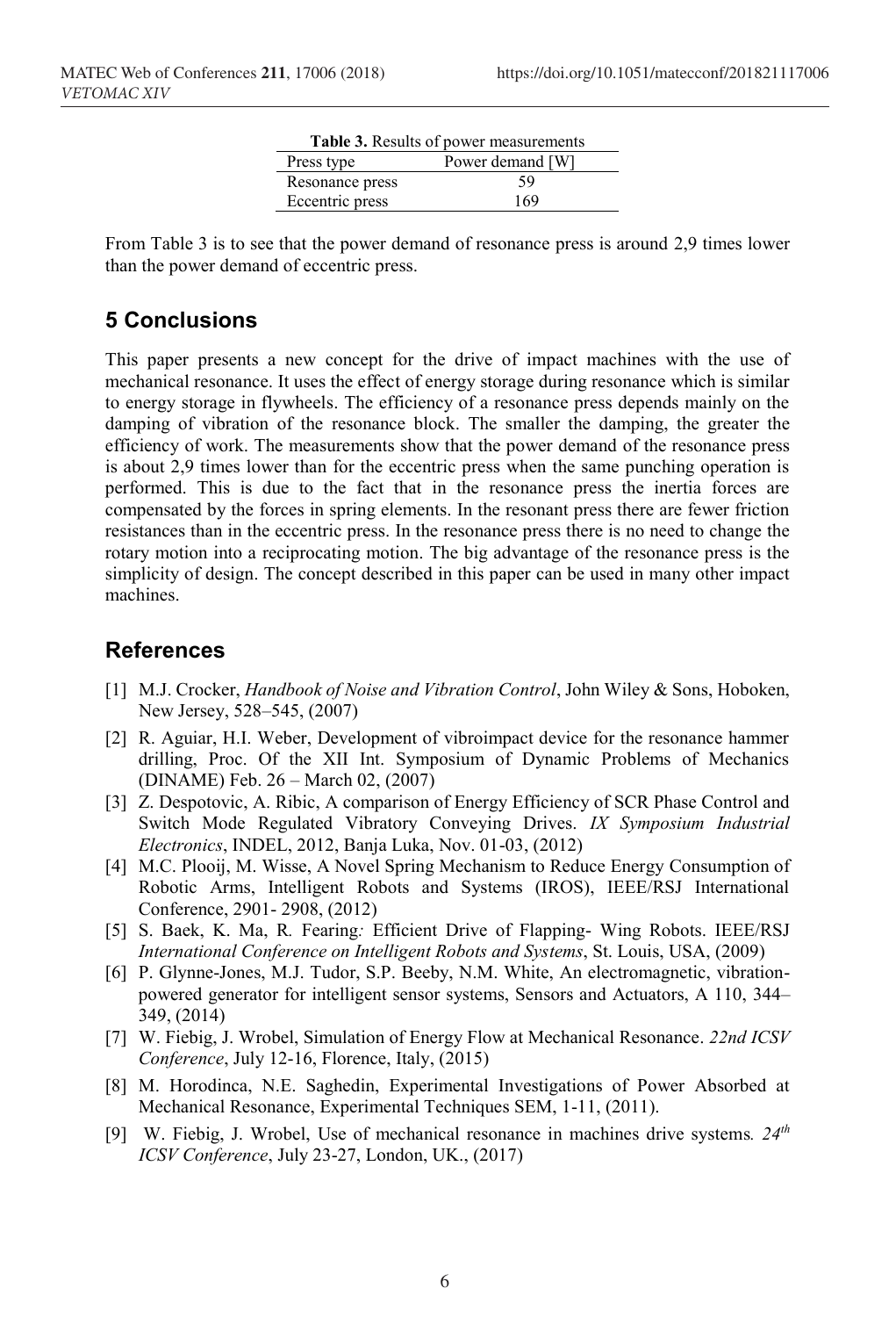**Table 3.** Results of power measurements

| Press type | Power demand [W] |
|---|---|
| Resonance press | 59 |
| Eccentric press | 169 |

From Table 3 is to see that the power demand of resonance press is around 2,9 times lower than the power demand of eccentric press.

## 5 Conclusions

This paper presents a new concept for the drive of impact machines with the use of mechanical resonance. It uses the effect of energy storage during resonance which is similar to energy storage in flywheels. The efficiency of a resonance press depends mainly on the damping of vibration of the resonance block. The smaller the damping, the greater the efficiency of work. The measurements show that the power demand of the resonance press is about 2,9 times lower than for the eccentric press when the same punching operation is performed. This is due to the fact that in the resonance press the inertia forces are compensated by the forces in spring elements. In the resonant press there are fewer friction resistances than in the eccentric press. In the resonance press there is no need to change the rotary motion into a reciprocating motion. The big advantage of the resonance press is the simplicity of design. The concept described in this paper can be used in many other impact machines.

## References

[1] M.J. Crocker, *Handbook of Noise and Vibration Control*, John Wiley & Sons, Hoboken, New Jersey, 528–545, (2007)

[2] R. Aguiar, H.I. Weber, Development of vibroimpact device for the resonance hammer drilling, Proc. Of the XII Int. Symposium of Dynamic Problems of Mechanics (DINAME) Feb. 26 – March 02, (2007)

[3] Z. Despotovic, A. Ribic, A comparison of Energy Efficiency of SCR Phase Control and Switch Mode Regulated Vibratory Conveying Drives. *IX Symposium Industrial Electronics*, INDEL, 2012, Banja Luka, Nov. 01-03, (2012)

[4] M.C. Plooij, M. Wisse, A Novel Spring Mechanism to Reduce Energy Consumption of Robotic Arms, Intelligent Robots and Systems (IROS), IEEE/RSJ International Conference, 2901- 2908, (2012)

[5] S. Baek, K. Ma, R. Fearing*:* Efficient Drive of Flapping- Wing Robots. IEEE/RSJ *International Conference on Intelligent Robots and Systems*, St. Louis, USA, (2009)

[6] P. Glynne-Jones, M.J. Tudor, S.P. Beeby, N.M. White, An electromagnetic, vibration-powered generator for intelligent sensor systems, Sensors and Actuators, A 110, 344–349, (2014)

[7] W. Fiebig, J. Wrobel, Simulation of Energy Flow at Mechanical Resonance. *22nd ICSV Conference*, July 12-16, Florence, Italy, (2015)

[8] M. Horodinca, N.E. Saghedin, Experimental Investigations of Power Absorbed at Mechanical Resonance, Experimental Techniques SEM, 1-11, (2011).

[9] W. Fiebig, J. Wrobel, Use of mechanical resonance in machines drive systems*. 24th ICSV Conference*, July 23-27, London, UK., (2017)